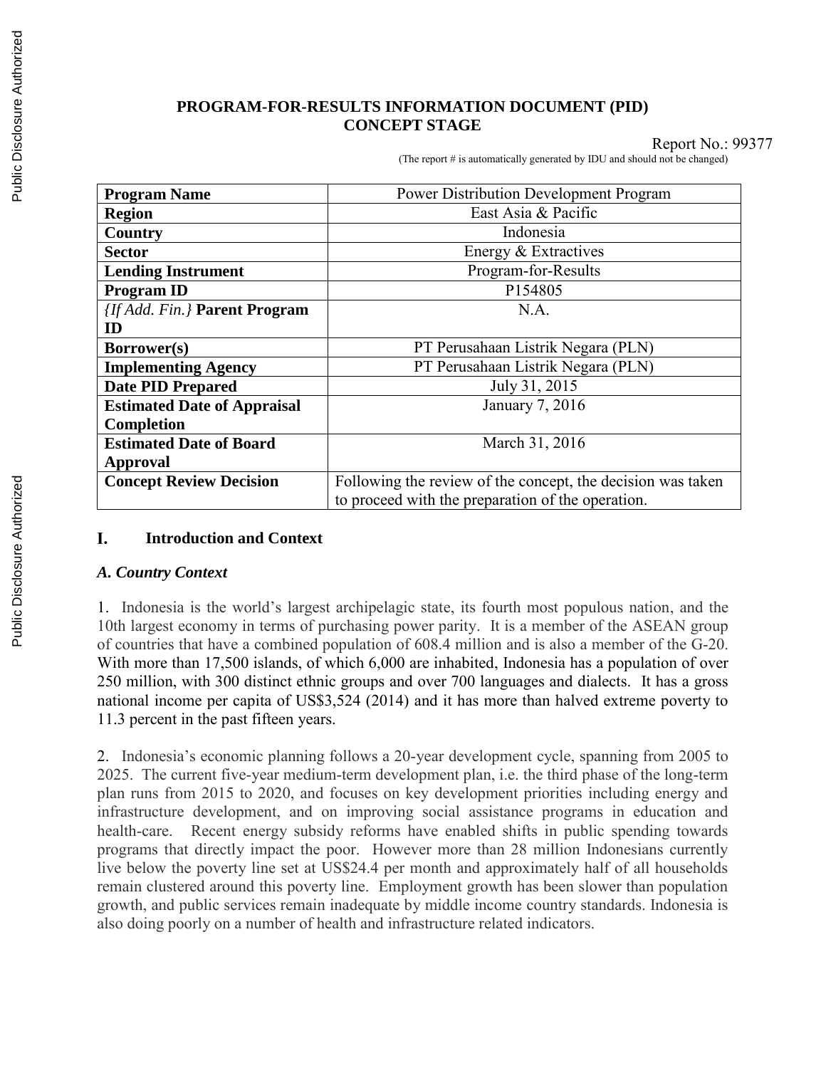# PROGRAM-FOR-RESULTS INFORMATION DOCUMENT (PID)
# CONCEPT STAGE

Report No.: 99377

(The report # is automatically generated by IDU and should not be changed)

| **Program Name** | Power Distribution Development Program |
|---|---|
| **Region** | East Asia & Pacific |
| **Country** | Indonesia |
| **Sector** | Energy & Extractives |
| **Lending Instrument** | Program-for-Results |
| **Program ID** | P154805 |
| *{If Add. Fin.}* **Parent Program ID** | N.A. |
| **Borrower(s)** | PT Perusahaan Listrik Negara (PLN) |
| **Implementing Agency** | PT Perusahaan Listrik Negara (PLN) |
| **Date PID Prepared** | July 31, 2015 |
| **Estimated Date of Appraisal Completion** | January 7, 2016 |
| **Estimated Date of Board Approval** | March 31, 2016 |
| **Concept Review Decision** | Following the review of the concept, the decision was taken to proceed with the preparation of the operation. |

## I. Introduction and Context

### *A. Country Context*

1. Indonesia is the world's largest archipelagic state, its fourth most populous nation, and the 10th largest economy in terms of purchasing power parity. It is a member of the ASEAN group of countries that have a combined population of 608.4 million and is also a member of the G-20. With more than 17,500 islands, of which 6,000 are inhabited, Indonesia has a population of over 250 million, with 300 distinct ethnic groups and over 700 languages and dialects. It has a gross national income per capita of US$3,524 (2014) and it has more than halved extreme poverty to 11.3 percent in the past fifteen years.

2. Indonesia's economic planning follows a 20-year development cycle, spanning from 2005 to 2025. The current five-year medium-term development plan, i.e. the third phase of the long-term plan runs from 2015 to 2020, and focuses on key development priorities including energy and infrastructure development, and on improving social assistance programs in education and health-care. Recent energy subsidy reforms have enabled shifts in public spending towards programs that directly impact the poor. However more than 28 million Indonesians currently live below the poverty line set at US$24.4 per month and approximately half of all households remain clustered around this poverty line. Employment growth has been slower than population growth, and public services remain inadequate by middle income country standards. Indonesia is also doing poorly on a number of health and infrastructure related indicators.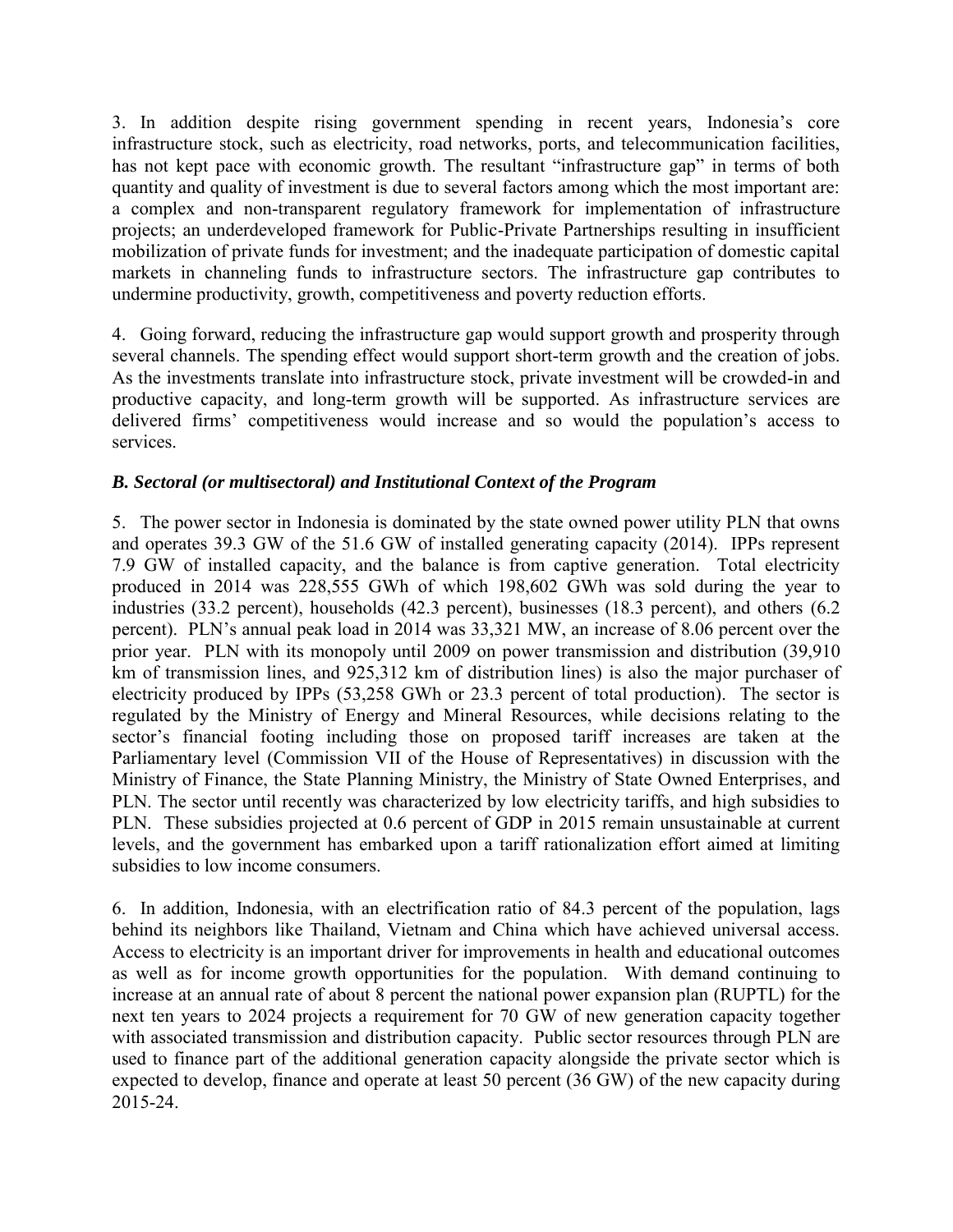3. In addition despite rising government spending in recent years, Indonesia's core infrastructure stock, such as electricity, road networks, ports, and telecommunication facilities, has not kept pace with economic growth. The resultant "infrastructure gap" in terms of both quantity and quality of investment is due to several factors among which the most important are: a complex and non-transparent regulatory framework for implementation of infrastructure projects; an underdeveloped framework for Public-Private Partnerships resulting in insufficient mobilization of private funds for investment; and the inadequate participation of domestic capital markets in channeling funds to infrastructure sectors. The infrastructure gap contributes to undermine productivity, growth, competitiveness and poverty reduction efforts.

4. Going forward, reducing the infrastructure gap would support growth and prosperity through several channels. The spending effect would support short-term growth and the creation of jobs. As the investments translate into infrastructure stock, private investment will be crowded-in and productive capacity, and long-term growth will be supported. As infrastructure services are delivered firms' competitiveness would increase and so would the population's access to services.

### *B. Sectoral (or multisectoral) and Institutional Context of the Program*

5. The power sector in Indonesia is dominated by the state owned power utility PLN that owns and operates 39.3 GW of the 51.6 GW of installed generating capacity (2014). IPPs represent 7.9 GW of installed capacity, and the balance is from captive generation. Total electricity produced in 2014 was 228,555 GWh of which 198,602 GWh was sold during the year to industries (33.2 percent), households (42.3 percent), businesses (18.3 percent), and others (6.2 percent). PLN's annual peak load in 2014 was 33,321 MW, an increase of 8.06 percent over the prior year. PLN with its monopoly until 2009 on power transmission and distribution (39,910 km of transmission lines, and 925,312 km of distribution lines) is also the major purchaser of electricity produced by IPPs (53,258 GWh or 23.3 percent of total production). The sector is regulated by the Ministry of Energy and Mineral Resources, while decisions relating to the sector's financial footing including those on proposed tariff increases are taken at the Parliamentary level (Commission VII of the House of Representatives) in discussion with the Ministry of Finance, the State Planning Ministry, the Ministry of State Owned Enterprises, and PLN. The sector until recently was characterized by low electricity tariffs, and high subsidies to PLN. These subsidies projected at 0.6 percent of GDP in 2015 remain unsustainable at current levels, and the government has embarked upon a tariff rationalization effort aimed at limiting subsidies to low income consumers.

6. In addition, Indonesia, with an electrification ratio of 84.3 percent of the population, lags behind its neighbors like Thailand, Vietnam and China which have achieved universal access. Access to electricity is an important driver for improvements in health and educational outcomes as well as for income growth opportunities for the population. With demand continuing to increase at an annual rate of about 8 percent the national power expansion plan (RUPTL) for the next ten years to 2024 projects a requirement for 70 GW of new generation capacity together with associated transmission and distribution capacity. Public sector resources through PLN are used to finance part of the additional generation capacity alongside the private sector which is expected to develop, finance and operate at least 50 percent (36 GW) of the new capacity during 2015-24.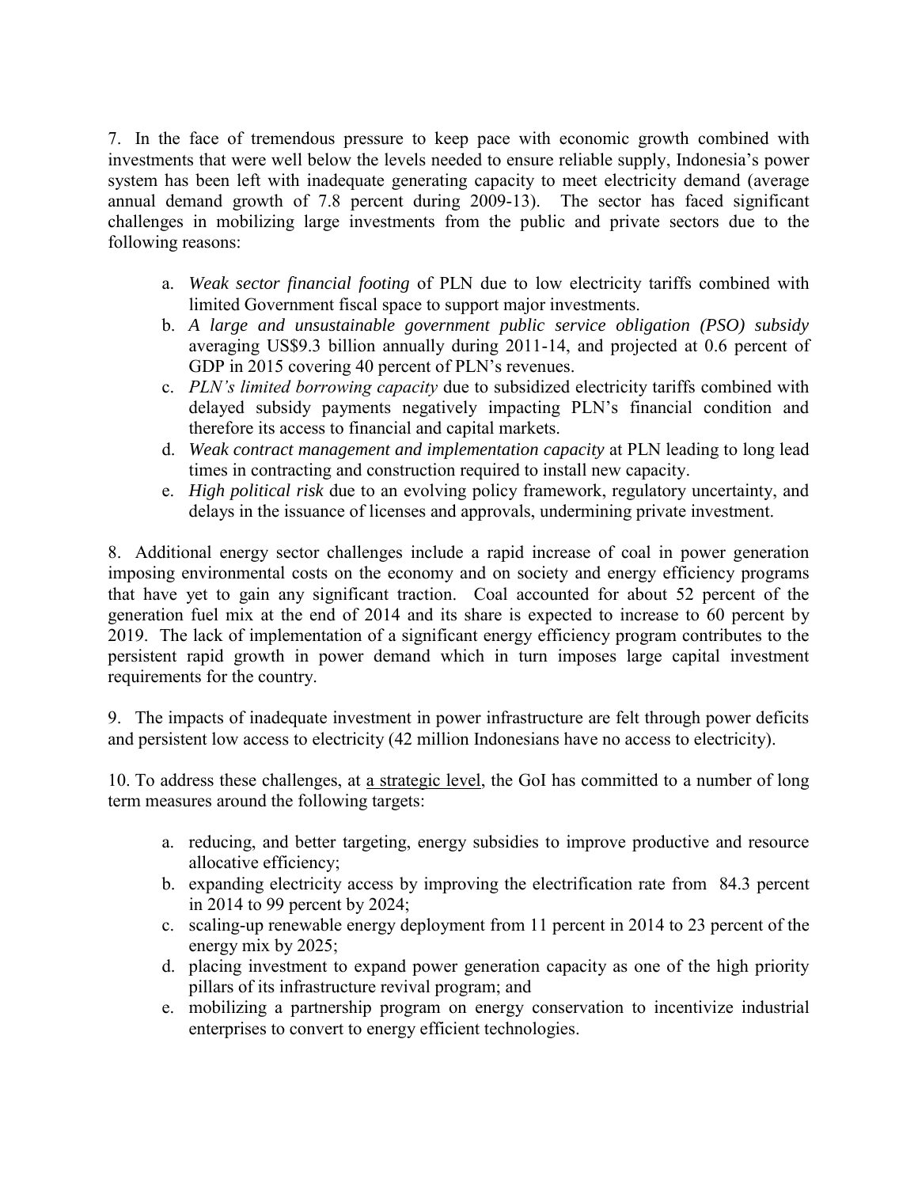7. In the face of tremendous pressure to keep pace with economic growth combined with investments that were well below the levels needed to ensure reliable supply, Indonesia's power system has been left with inadequate generating capacity to meet electricity demand (average annual demand growth of 7.8 percent during 2009-13). The sector has faced significant challenges in mobilizing large investments from the public and private sectors due to the following reasons:

a. *Weak sector financial footing* of PLN due to low electricity tariffs combined with limited Government fiscal space to support major investments.
b. *A large and unsustainable government public service obligation (PSO) subsidy* averaging US$9.3 billion annually during 2011-14, and projected at 0.6 percent of GDP in 2015 covering 40 percent of PLN's revenues.
c. *PLN's limited borrowing capacity* due to subsidized electricity tariffs combined with delayed subsidy payments negatively impacting PLN's financial condition and therefore its access to financial and capital markets.
d. *Weak contract management and implementation capacity* at PLN leading to long lead times in contracting and construction required to install new capacity.
e. *High political risk* due to an evolving policy framework, regulatory uncertainty, and delays in the issuance of licenses and approvals, undermining private investment.

8. Additional energy sector challenges include a rapid increase of coal in power generation imposing environmental costs on the economy and on society and energy efficiency programs that have yet to gain any significant traction. Coal accounted for about 52 percent of the generation fuel mix at the end of 2014 and its share is expected to increase to 60 percent by 2019. The lack of implementation of a significant energy efficiency program contributes to the persistent rapid growth in power demand which in turn imposes large capital investment requirements for the country.

9. The impacts of inadequate investment in power infrastructure are felt through power deficits and persistent low access to electricity (42 million Indonesians have no access to electricity).

10. To address these challenges, at <u>a strategic level</u>, the GoI has committed to a number of long term measures around the following targets:

a. reducing, and better targeting, energy subsidies to improve productive and resource allocative efficiency;
b. expanding electricity access by improving the electrification rate from 84.3 percent in 2014 to 99 percent by 2024;
c. scaling-up renewable energy deployment from 11 percent in 2014 to 23 percent of the energy mix by 2025;
d. placing investment to expand power generation capacity as one of the high priority pillars of its infrastructure revival program; and
e. mobilizing a partnership program on energy conservation to incentivize industrial enterprises to convert to energy efficient technologies.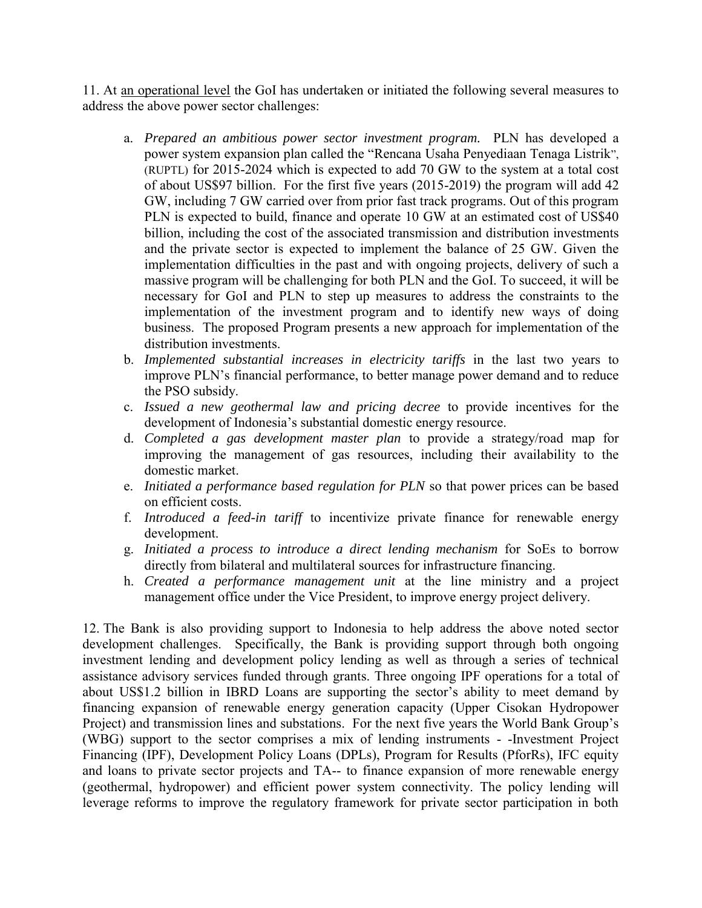11. At an operational level the GoI has undertaken or initiated the following several measures to address the above power sector challenges:

a. *Prepared an ambitious power sector investment program.* PLN has developed a power system expansion plan called the "Rencana Usaha Penyediaan Tenaga Listrik", (RUPTL) for 2015-2024 which is expected to add 70 GW to the system at a total cost of about US$97 billion. For the first five years (2015-2019) the program will add 42 GW, including 7 GW carried over from prior fast track programs. Out of this program PLN is expected to build, finance and operate 10 GW at an estimated cost of US$40 billion, including the cost of the associated transmission and distribution investments and the private sector is expected to implement the balance of 25 GW. Given the implementation difficulties in the past and with ongoing projects, delivery of such a massive program will be challenging for both PLN and the GoI. To succeed, it will be necessary for GoI and PLN to step up measures to address the constraints to the implementation of the investment program and to identify new ways of doing business. The proposed Program presents a new approach for implementation of the distribution investments.
b. *Implemented substantial increases in electricity tariffs* in the last two years to improve PLN's financial performance, to better manage power demand and to reduce the PSO subsidy.
c. *Issued a new geothermal law and pricing decree* to provide incentives for the development of Indonesia's substantial domestic energy resource.
d. *Completed a gas development master plan* to provide a strategy/road map for improving the management of gas resources, including their availability to the domestic market.
e. *Initiated a performance based regulation for PLN* so that power prices can be based on efficient costs.
f. *Introduced a feed-in tariff* to incentivize private finance for renewable energy development.
g. *Initiated a process to introduce a direct lending mechanism* for SoEs to borrow directly from bilateral and multilateral sources for infrastructure financing.
h. *Created a performance management unit* at the line ministry and a project management office under the Vice President, to improve energy project delivery.

12. The Bank is also providing support to Indonesia to help address the above noted sector development challenges. Specifically, the Bank is providing support through both ongoing investment lending and development policy lending as well as through a series of technical assistance advisory services funded through grants. Three ongoing IPF operations for a total of about US$1.2 billion in IBRD Loans are supporting the sector's ability to meet demand by financing expansion of renewable energy generation capacity (Upper Cisokan Hydropower Project) and transmission lines and substations. For the next five years the World Bank Group's (WBG) support to the sector comprises a mix of lending instruments - -Investment Project Financing (IPF), Development Policy Loans (DPLs), Program for Results (PforRs), IFC equity and loans to private sector projects and TA-- to finance expansion of more renewable energy (geothermal, hydropower) and efficient power system connectivity. The policy lending will leverage reforms to improve the regulatory framework for private sector participation in both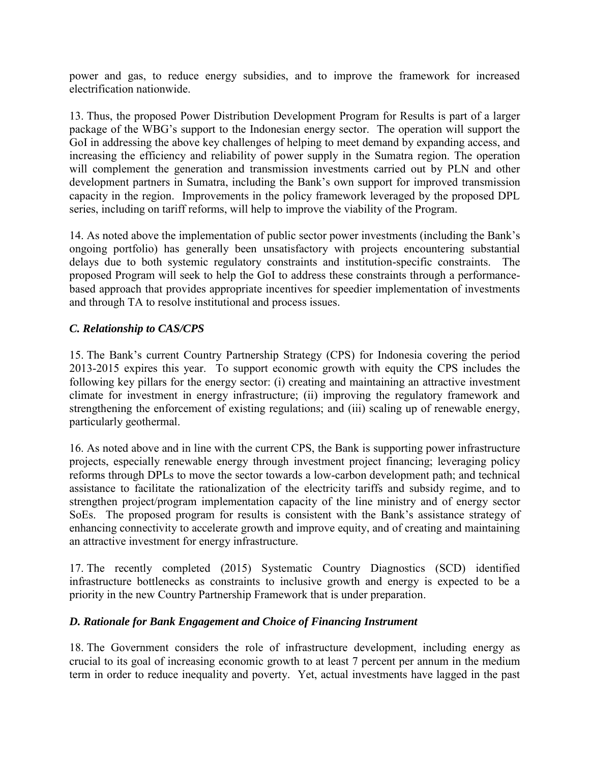power and gas, to reduce energy subsidies, and to improve the framework for increased electrification nationwide.

13. Thus, the proposed Power Distribution Development Program for Results is part of a larger package of the WBG's support to the Indonesian energy sector. The operation will support the GoI in addressing the above key challenges of helping to meet demand by expanding access, and increasing the efficiency and reliability of power supply in the Sumatra region. The operation will complement the generation and transmission investments carried out by PLN and other development partners in Sumatra, including the Bank's own support for improved transmission capacity in the region. Improvements in the policy framework leveraged by the proposed DPL series, including on tariff reforms, will help to improve the viability of the Program.

14. As noted above the implementation of public sector power investments (including the Bank's ongoing portfolio) has generally been unsatisfactory with projects encountering substantial delays due to both systemic regulatory constraints and institution-specific constraints. The proposed Program will seek to help the GoI to address these constraints through a performance-based approach that provides appropriate incentives for speedier implementation of investments and through TA to resolve institutional and process issues.

### *C. Relationship to CAS/CPS*

15. The Bank's current Country Partnership Strategy (CPS) for Indonesia covering the period 2013-2015 expires this year. To support economic growth with equity the CPS includes the following key pillars for the energy sector: (i) creating and maintaining an attractive investment climate for investment in energy infrastructure; (ii) improving the regulatory framework and strengthening the enforcement of existing regulations; and (iii) scaling up of renewable energy, particularly geothermal.

16. As noted above and in line with the current CPS, the Bank is supporting power infrastructure projects, especially renewable energy through investment project financing; leveraging policy reforms through DPLs to move the sector towards a low-carbon development path; and technical assistance to facilitate the rationalization of the electricity tariffs and subsidy regime, and to strengthen project/program implementation capacity of the line ministry and of energy sector SoEs. The proposed program for results is consistent with the Bank's assistance strategy of enhancing connectivity to accelerate growth and improve equity, and of creating and maintaining an attractive investment for energy infrastructure.

17. The recently completed (2015) Systematic Country Diagnostics (SCD) identified infrastructure bottlenecks as constraints to inclusive growth and energy is expected to be a priority in the new Country Partnership Framework that is under preparation.

### *D. Rationale for Bank Engagement and Choice of Financing Instrument*

18. The Government considers the role of infrastructure development, including energy as crucial to its goal of increasing economic growth to at least 7 percent per annum in the medium term in order to reduce inequality and poverty. Yet, actual investments have lagged in the past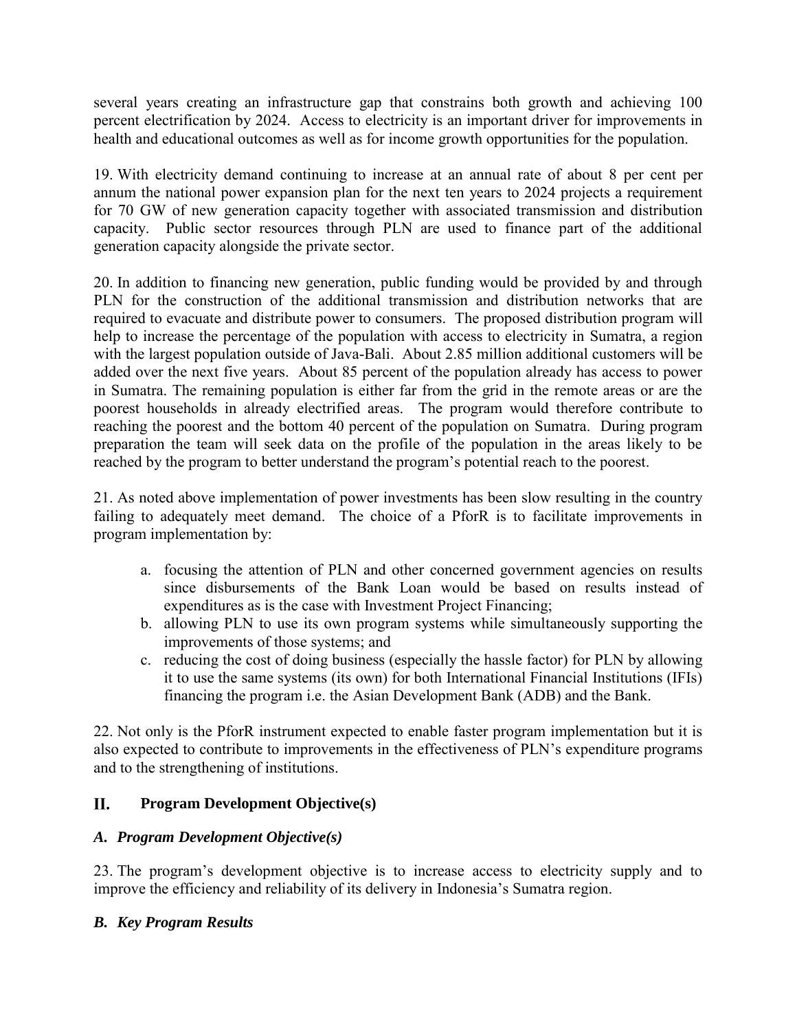several years creating an infrastructure gap that constrains both growth and achieving 100 percent electrification by 2024. Access to electricity is an important driver for improvements in health and educational outcomes as well as for income growth opportunities for the population.

19. With electricity demand continuing to increase at an annual rate of about 8 per cent per annum the national power expansion plan for the next ten years to 2024 projects a requirement for 70 GW of new generation capacity together with associated transmission and distribution capacity. Public sector resources through PLN are used to finance part of the additional generation capacity alongside the private sector.

20. In addition to financing new generation, public funding would be provided by and through PLN for the construction of the additional transmission and distribution networks that are required to evacuate and distribute power to consumers. The proposed distribution program will help to increase the percentage of the population with access to electricity in Sumatra, a region with the largest population outside of Java-Bali. About 2.85 million additional customers will be added over the next five years. About 85 percent of the population already has access to power in Sumatra. The remaining population is either far from the grid in the remote areas or are the poorest households in already electrified areas. The program would therefore contribute to reaching the poorest and the bottom 40 percent of the population on Sumatra. During program preparation the team will seek data on the profile of the population in the areas likely to be reached by the program to better understand the program's potential reach to the poorest.

21. As noted above implementation of power investments has been slow resulting in the country failing to adequately meet demand. The choice of a PforR is to facilitate improvements in program implementation by:

a. focusing the attention of PLN and other concerned government agencies on results since disbursements of the Bank Loan would be based on results instead of expenditures as is the case with Investment Project Financing;
b. allowing PLN to use its own program systems while simultaneously supporting the improvements of those systems; and
c. reducing the cost of doing business (especially the hassle factor) for PLN by allowing it to use the same systems (its own) for both International Financial Institutions (IFIs) financing the program i.e. the Asian Development Bank (ADB) and the Bank.

22. Not only is the PforR instrument expected to enable faster program implementation but it is also expected to contribute to improvements in the effectiveness of PLN's expenditure programs and to the strengthening of institutions.

## II. Program Development Objective(s)

### *A. Program Development Objective(s)*

23. The program's development objective is to increase access to electricity supply and to improve the efficiency and reliability of its delivery in Indonesia's Sumatra region.

### *B. Key Program Results*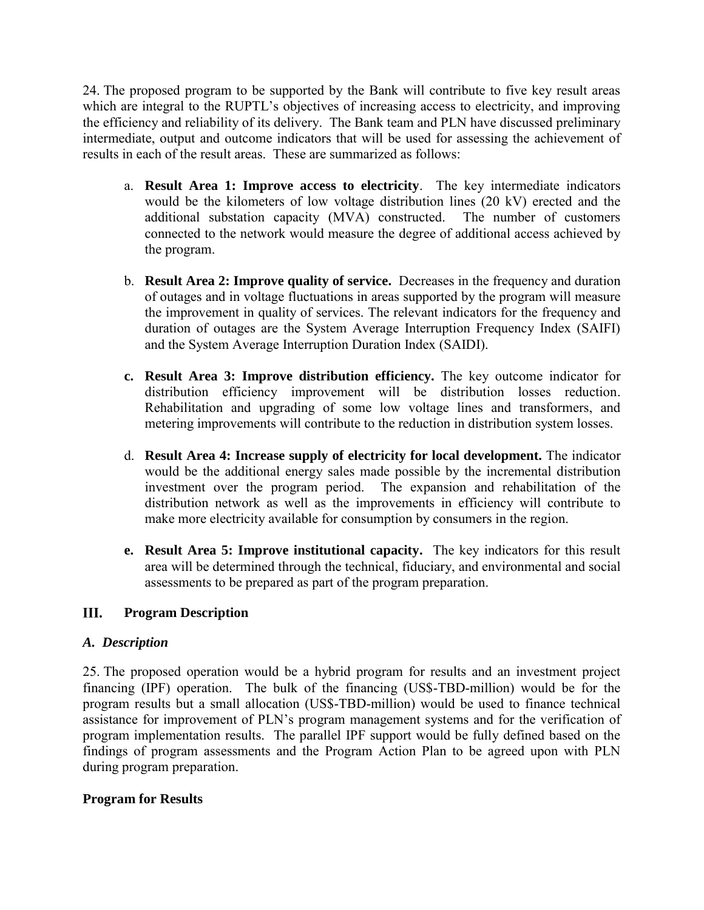24. The proposed program to be supported by the Bank will contribute to five key result areas which are integral to the RUPTL's objectives of increasing access to electricity, and improving the efficiency and reliability of its delivery. The Bank team and PLN have discussed preliminary intermediate, output and outcome indicators that will be used for assessing the achievement of results in each of the result areas. These are summarized as follows:

a. **Result Area 1: Improve access to electricity**. The key intermediate indicators would be the kilometers of low voltage distribution lines (20 kV) erected and the additional substation capacity (MVA) constructed. The number of customers connected to the network would measure the degree of additional access achieved by the program.

b. **Result Area 2: Improve quality of service.** Decreases in the frequency and duration of outages and in voltage fluctuations in areas supported by the program will measure the improvement in quality of services. The relevant indicators for the frequency and duration of outages are the System Average Interruption Frequency Index (SAIFI) and the System Average Interruption Duration Index (SAIDI).

**c. Result Area 3: Improve distribution efficiency.** The key outcome indicator for distribution efficiency improvement will be distribution losses reduction. Rehabilitation and upgrading of some low voltage lines and transformers, and metering improvements will contribute to the reduction in distribution system losses.

d. **Result Area 4: Increase supply of electricity for local development.** The indicator would be the additional energy sales made possible by the incremental distribution investment over the program period. The expansion and rehabilitation of the distribution network as well as the improvements in efficiency will contribute to make more electricity available for consumption by consumers in the region.

**e. Result Area 5: Improve institutional capacity.** The key indicators for this result area will be determined through the technical, fiduciary, and environmental and social assessments to be prepared as part of the program preparation.

## III. Program Description

### *A. Description*

25. The proposed operation would be a hybrid program for results and an investment project financing (IPF) operation. The bulk of the financing (US$-TBD-million) would be for the program results but a small allocation (US$-TBD-million) would be used to finance technical assistance for improvement of PLN's program management systems and for the verification of program implementation results. The parallel IPF support would be fully defined based on the findings of program assessments and the Program Action Plan to be agreed upon with PLN during program preparation.

**Program for Results**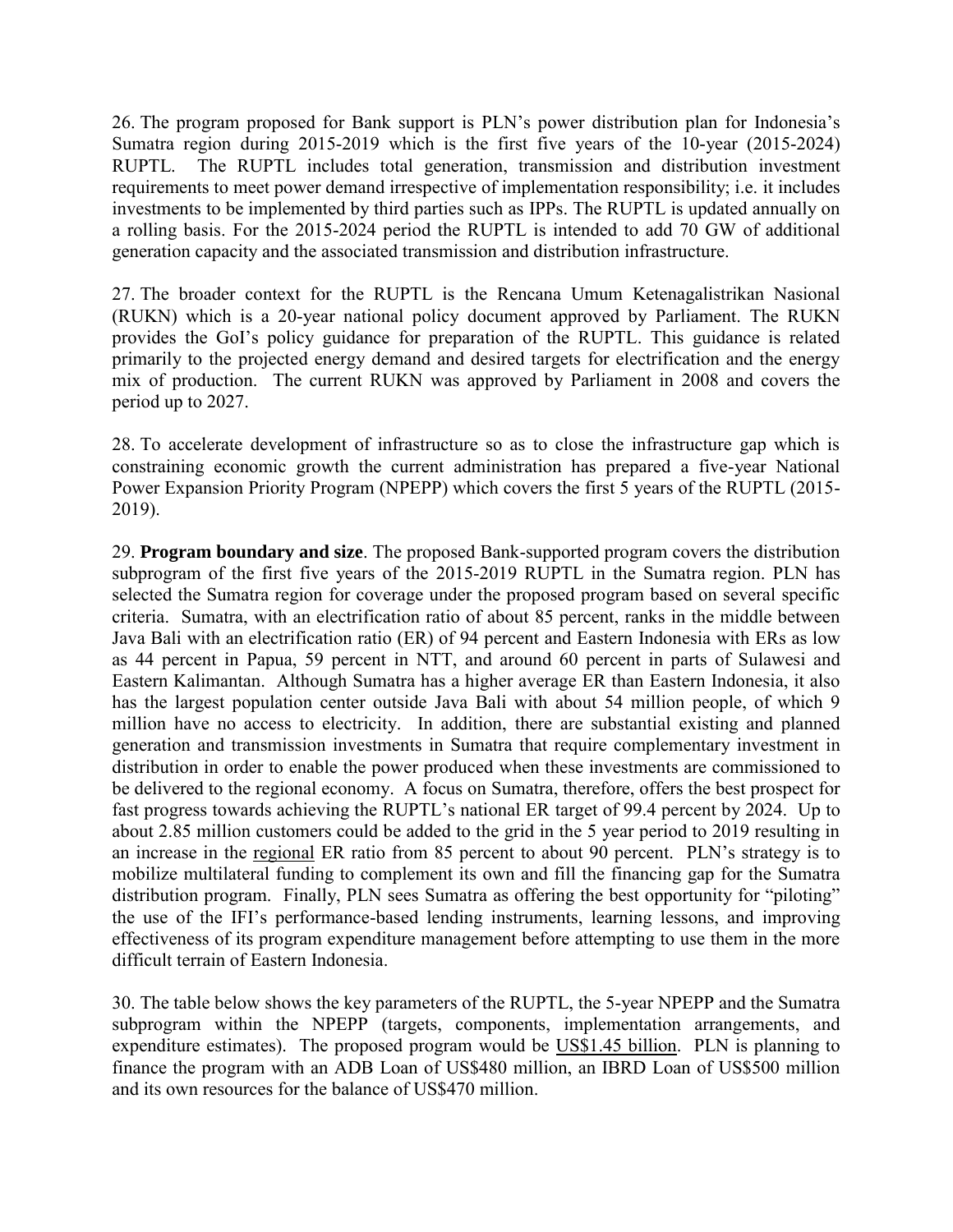26. The program proposed for Bank support is PLN's power distribution plan for Indonesia's Sumatra region during 2015-2019 which is the first five years of the 10-year (2015-2024) RUPTL. The RUPTL includes total generation, transmission and distribution investment requirements to meet power demand irrespective of implementation responsibility; i.e. it includes investments to be implemented by third parties such as IPPs. The RUPTL is updated annually on a rolling basis. For the 2015-2024 period the RUPTL is intended to add 70 GW of additional generation capacity and the associated transmission and distribution infrastructure.

27. The broader context for the RUPTL is the Rencana Umum Ketenagalistrikan Nasional (RUKN) which is a 20-year national policy document approved by Parliament. The RUKN provides the GoI's policy guidance for preparation of the RUPTL. This guidance is related primarily to the projected energy demand and desired targets for electrification and the energy mix of production. The current RUKN was approved by Parliament in 2008 and covers the period up to 2027.

28. To accelerate development of infrastructure so as to close the infrastructure gap which is constraining economic growth the current administration has prepared a five-year National Power Expansion Priority Program (NPEPP) which covers the first 5 years of the RUPTL (2015-2019).

29. **Program boundary and size**. The proposed Bank-supported program covers the distribution subprogram of the first five years of the 2015-2019 RUPTL in the Sumatra region. PLN has selected the Sumatra region for coverage under the proposed program based on several specific criteria. Sumatra, with an electrification ratio of about 85 percent, ranks in the middle between Java Bali with an electrification ratio (ER) of 94 percent and Eastern Indonesia with ERs as low as 44 percent in Papua, 59 percent in NTT, and around 60 percent in parts of Sulawesi and Eastern Kalimantan. Although Sumatra has a higher average ER than Eastern Indonesia, it also has the largest population center outside Java Bali with about 54 million people, of which 9 million have no access to electricity. In addition, there are substantial existing and planned generation and transmission investments in Sumatra that require complementary investment in distribution in order to enable the power produced when these investments are commissioned to be delivered to the regional economy. A focus on Sumatra, therefore, offers the best prospect for fast progress towards achieving the RUPTL's national ER target of 99.4 percent by 2024. Up to about 2.85 million customers could be added to the grid in the 5 year period to 2019 resulting in an increase in the regional ER ratio from 85 percent to about 90 percent. PLN's strategy is to mobilize multilateral funding to complement its own and fill the financing gap for the Sumatra distribution program. Finally, PLN sees Sumatra as offering the best opportunity for "piloting" the use of the IFI's performance-based lending instruments, learning lessons, and improving effectiveness of its program expenditure management before attempting to use them in the more difficult terrain of Eastern Indonesia.

30. The table below shows the key parameters of the RUPTL, the 5-year NPEPP and the Sumatra subprogram within the NPEPP (targets, components, implementation arrangements, and expenditure estimates). The proposed program would be US$1.45 billion. PLN is planning to finance the program with an ADB Loan of US$480 million, an IBRD Loan of US$500 million and its own resources for the balance of US$470 million.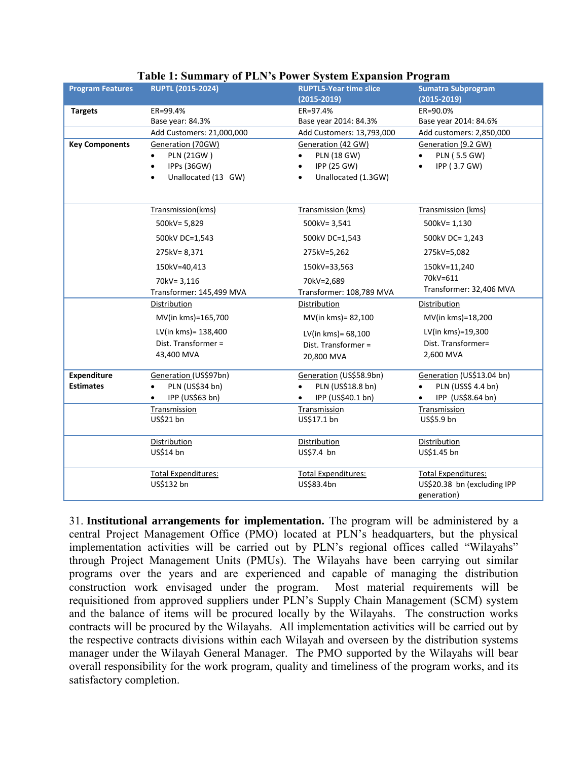**Table 1: Summary of PLN's Power System Expansion Program**

| Program Features | RUPTL (2015-2024) | RUPTL5-Year time slice (2015-2019) | Sumatra Subprogram (2015-2019) |
|---|---|---|---|
| **Targets** | ER=99.4%<br>Base year: 84.3% | ER=97.4%<br>Base year 2014: 84.3% | ER=90.0%<br>Base year 2014: 84.6% |
| | Add Customers: 21,000,000 | Add Customers: 13,793,000 | Add customers: 2,850,000 |
| **Key Components** | Generation (70GW)<br>• PLN (21GW )<br>• IPPs (36GW)<br>• Unallocated (13 GW) | Generation (42 GW)<br>• PLN (18 GW)<br>• IPP (25 GW)<br>• Unallocated (1.3GW) | Generation (9.2 GW)<br>• PLN ( 5.5 GW)<br>• IPP ( 3.7 GW) |
| | Transmission(kms)<br>500kV= 5,829<br>500kV DC=1,543<br>275kV= 8,371<br>150kV=40,413<br>70kV= 3,116<br>Transformer: 145,499 MVA | Transmission (kms)<br>500kV= 3,541<br>500kV DC=1,543<br>275kV=5,262<br>150kV=33,563<br>70kV=2,689<br>Transformer: 108,789 MVA | Transmission (kms)<br>500kV= 1,130<br>500kV DC= 1,243<br>275kV=5,082<br>150kV=11,240<br>70kV=611<br>Transformer: 32,406 MVA |
| | Distribution<br>MV(in kms)=165,700<br>LV(in kms)= 138,400<br>Dist. Transformer = 43,400 MVA | Distribution<br>MV(in kms)= 82,100<br>LV(in kms)= 68,100<br>Dist. Transformer = 20,800 MVA | Distribution<br>MV(in kms)=18,200<br>LV(in kms)=19,300<br>Dist. Transformer= 2,600 MVA |
| **Expenditure Estimates** | Generation (US$97bn)<br>• PLN (US$34 bn)<br>• IPP (US$63 bn) | Generation (US$58.9bn)<br>• PLN (US$18.8 bn)<br>• IPP (US$40.1 bn) | Generation (US$13.04 bn)<br>• PLN (USS$ 4.4 bn)<br>• IPP (US$8.64 bn) |
| | Transmission<br>US$21 bn | Transmission<br>US$17.1 bn | Transmission<br>US$5.9 bn |
| | Distribution<br>US$14 bn | Distribution<br>US$7.4 bn | Distribution<br>US$1.45 bn |
| | Total Expenditures:<br>US$132 bn | Total Expenditures:<br>US$83.4bn | Total Expenditures:<br>US$20.38 bn (excluding IPP generation) |

31. **Institutional arrangements for implementation.** The program will be administered by a central Project Management Office (PMO) located at PLN's headquarters, but the physical implementation activities will be carried out by PLN's regional offices called "Wilayahs" through Project Management Units (PMUs). The Wilayahs have been carrying out similar programs over the years and are experienced and capable of managing the distribution construction work envisaged under the program. Most material requirements will be requisitioned from approved suppliers under PLN's Supply Chain Management (SCM) system and the balance of items will be procured locally by the Wilayahs. The construction works contracts will be procured by the Wilayahs. All implementation activities will be carried out by the respective contracts divisions within each Wilayah and overseen by the distribution systems manager under the Wilayah General Manager. The PMO supported by the Wilayahs will bear overall responsibility for the work program, quality and timeliness of the program works, and its satisfactory completion.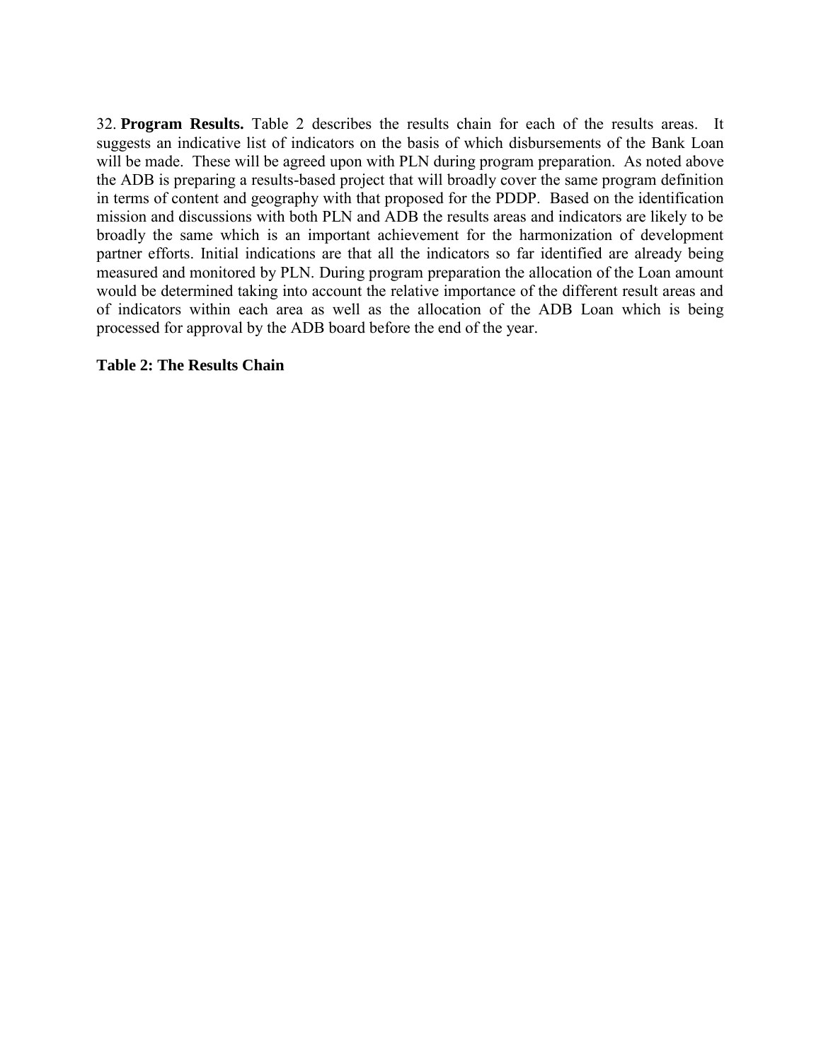32. **Program Results.** Table 2 describes the results chain for each of the results areas. It suggests an indicative list of indicators on the basis of which disbursements of the Bank Loan will be made. These will be agreed upon with PLN during program preparation. As noted above the ADB is preparing a results-based project that will broadly cover the same program definition in terms of content and geography with that proposed for the PDDP. Based on the identification mission and discussions with both PLN and ADB the results areas and indicators are likely to be broadly the same which is an important achievement for the harmonization of development partner efforts. Initial indications are that all the indicators so far identified are already being measured and monitored by PLN. During program preparation the allocation of the Loan amount would be determined taking into account the relative importance of the different result areas and of indicators within each area as well as the allocation of the ADB Loan which is being processed for approval by the ADB board before the end of the year.

**Table 2: The Results Chain**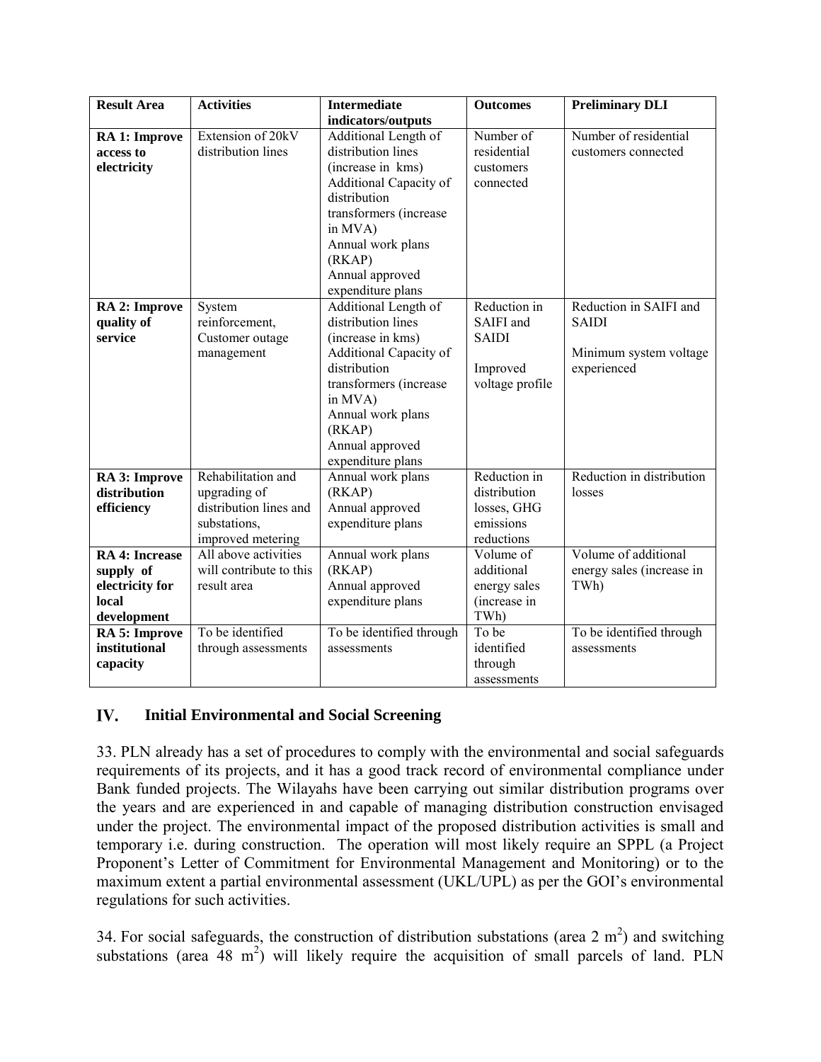| Result Area | Activities | Intermediate indicators/outputs | Outcomes | Preliminary DLI |
|---|---|---|---|---|
| **RA 1: Improve access to electricity** | Extension of 20kV distribution lines | Additional Length of distribution lines (increase in kms) Additional Capacity of distribution transformers (increase in MVA) Annual work plans (RKAP) Annual approved expenditure plans | Number of residential customers connected | Number of residential customers connected |
| **RA 2: Improve quality of service** | System reinforcement, Customer outage management | Additional Length of distribution lines (increase in kms) Additional Capacity of distribution transformers (increase in MVA) Annual work plans (RKAP) Annual approved expenditure plans | Reduction in SAIFI and SAIDI<br><br>Improved voltage profile | Reduction in SAIFI and SAIDI<br><br>Minimum system voltage experienced |
| **RA 3: Improve distribution efficiency** | Rehabilitation and upgrading of distribution lines and substations, improved metering | Annual work plans (RKAP) Annual approved expenditure plans | Reduction in distribution losses, GHG emissions reductions | Reduction in distribution losses |
| **RA 4: Increase supply of electricity for local development** | All above activities will contribute to this result area | Annual work plans (RKAP) Annual approved expenditure plans | Volume of additional energy sales (increase in TWh) | Volume of additional energy sales (increase in TWh) |
| **RA 5: Improve institutional capacity** | To be identified through assessments | To be identified through assessments | To be identified through assessments | To be identified through assessments |

## IV. Initial Environmental and Social Screening

33. PLN already has a set of procedures to comply with the environmental and social safeguards requirements of its projects, and it has a good track record of environmental compliance under Bank funded projects. The Wilayahs have been carrying out similar distribution programs over the years and are experienced in and capable of managing distribution construction envisaged under the project. The environmental impact of the proposed distribution activities is small and temporary i.e. during construction. The operation will most likely require an SPPL (a Project Proponent's Letter of Commitment for Environmental Management and Monitoring) or to the maximum extent a partial environmental assessment (UKL/UPL) as per the GOI's environmental regulations for such activities.

34. For social safeguards, the construction of distribution substations (area 2 $m^2$) and switching substations (area 48 $m^2$) will likely require the acquisition of small parcels of land. PLN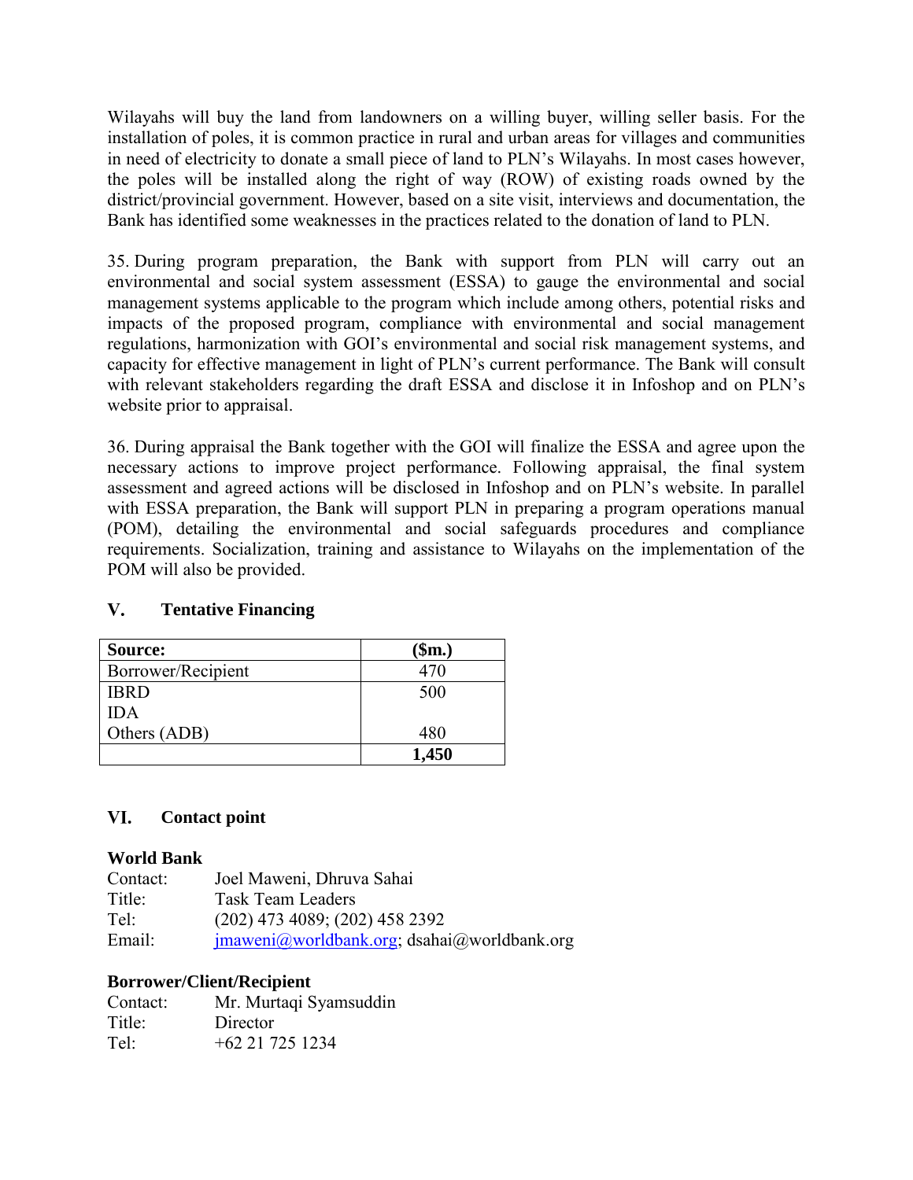Wilayahs will buy the land from landowners on a willing buyer, willing seller basis. For the installation of poles, it is common practice in rural and urban areas for villages and communities in need of electricity to donate a small piece of land to PLN's Wilayahs. In most cases however, the poles will be installed along the right of way (ROW) of existing roads owned by the district/provincial government. However, based on a site visit, interviews and documentation, the Bank has identified some weaknesses in the practices related to the donation of land to PLN.

35. During program preparation, the Bank with support from PLN will carry out an environmental and social system assessment (ESSA) to gauge the environmental and social management systems applicable to the program which include among others, potential risks and impacts of the proposed program, compliance with environmental and social management regulations, harmonization with GOI's environmental and social risk management systems, and capacity for effective management in light of PLN's current performance. The Bank will consult with relevant stakeholders regarding the draft ESSA and disclose it in Infoshop and on PLN's website prior to appraisal.

36. During appraisal the Bank together with the GOI will finalize the ESSA and agree upon the necessary actions to improve project performance. Following appraisal, the final system assessment and agreed actions will be disclosed in Infoshop and on PLN's website. In parallel with ESSA preparation, the Bank will support PLN in preparing a program operations manual (POM), detailing the environmental and social safeguards procedures and compliance requirements. Socialization, training and assistance to Wilayahs on the implementation of the POM will also be provided.

## V. Tentative Financing

| Source: | ($m.) |
|---|---|
| Borrower/Recipient | 470 |
| IBRD | 500 |
| IDA | |
| Others (ADB) | 480 |
| | **1,450** |

## VI. Contact point

**World Bank**

Contact: Joel Maweni, Dhruva Sahai
Title: Task Team Leaders
Tel: (202) 473 4089; (202) 458 2392
Email: jmaweni@worldbank.org; dsahai@worldbank.org

**Borrower/Client/Recipient**

Contact: Mr. Murtaqi Syamsuddin
Title: Director
Tel: +62 21 725 1234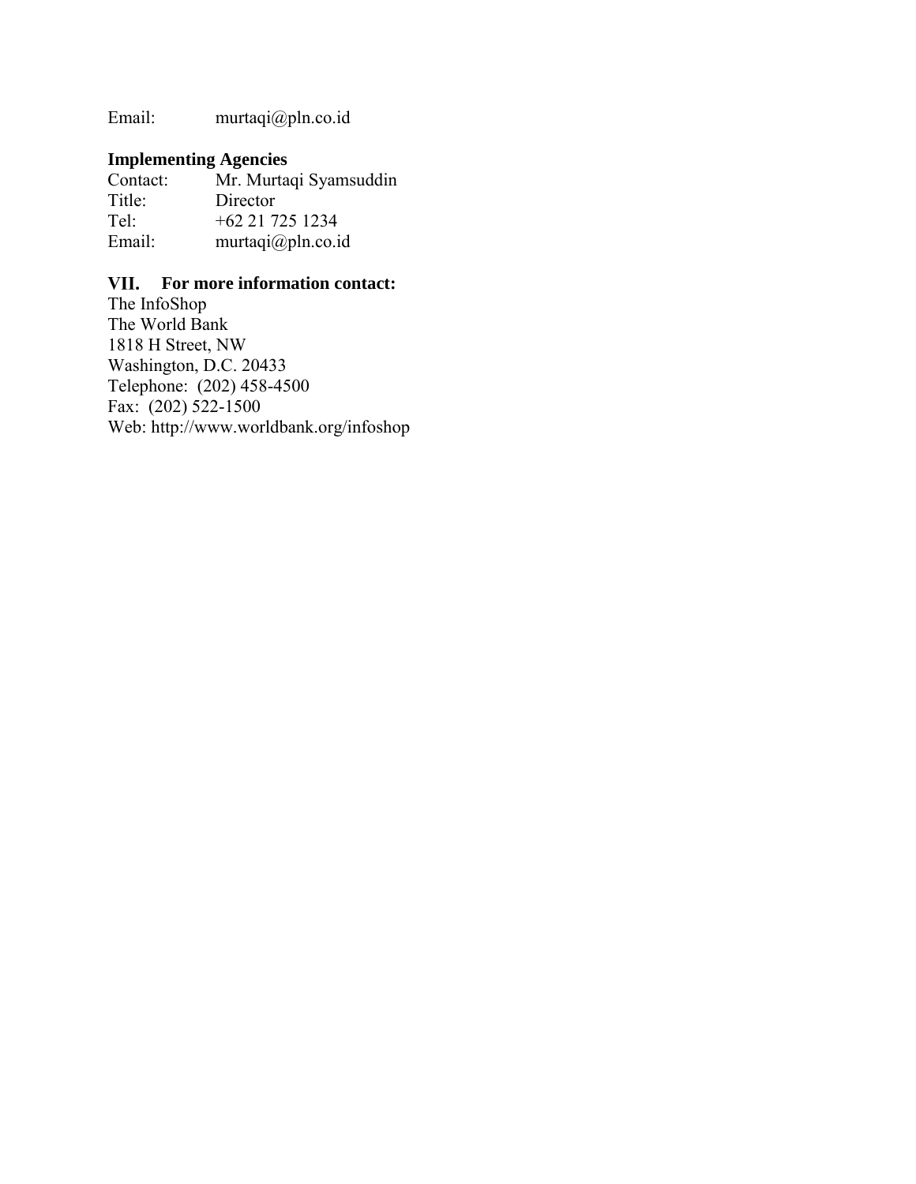Email: murtaqi@pln.co.id

**Implementing Agencies**

Contact: Mr. Murtaqi Syamsuddin
Title: Director
Tel: +62 21 725 1234
Email: murtaqi@pln.co.id

## VII. For more information contact:

The InfoShop
The World Bank
1818 H Street, NW
Washington, D.C. 20433
Telephone: (202) 458-4500
Fax: (202) 522-1500
Web: http://www.worldbank.org/infoshop